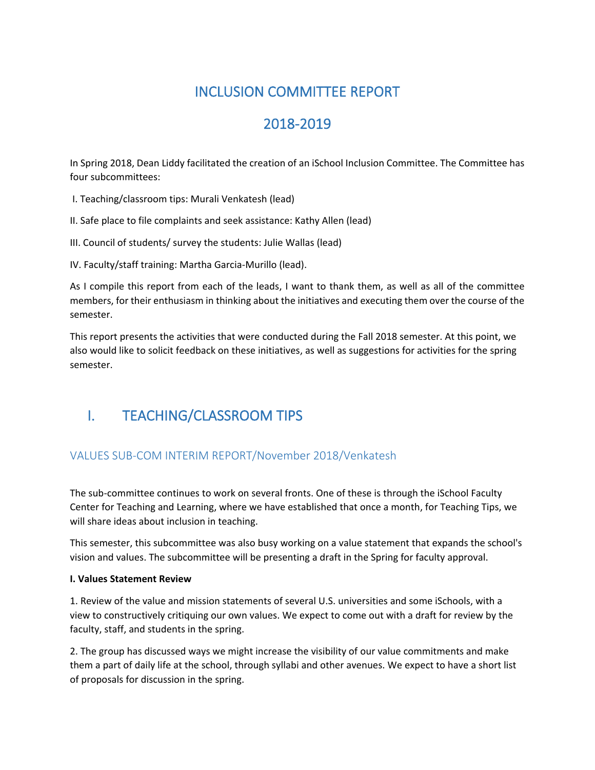# INCLUSION COMMITTEE REPORT

# 2018-2019

In Spring 2018, Dean Liddy facilitated the creation of an iSchool Inclusion Committee. The Committee has four subcommittees:

I. Teaching/classroom tips: Murali Venkatesh (lead)

II. Safe place to file complaints and seek assistance: Kathy Allen (lead)

III. Council of students/ survey the students: Julie Wallas (lead)

IV. Faculty/staff training: Martha Garcia-Murillo (lead).

As I compile this report from each of the leads, I want to thank them, as well as all of the committee members, for their enthusiasm in thinking about the initiatives and executing them over the course of the semester.

This report presents the activities that were conducted during the Fall 2018 semester. At this point, we also would like to solicit feedback on these initiatives, as well as suggestions for activities for the spring semester.

## I. TEACHING/CLASSROOM TIPS

### VALUES SUB-COM INTERIM REPORT/November 2018/Venkatesh

The sub-committee continues to work on several fronts. One of these is through the iSchool Faculty Center for Teaching and Learning, where we have established that once a month, for Teaching Tips, we will share ideas about inclusion in teaching.

This semester, this subcommittee was also busy working on a value statement that expands the school's vision and values. The subcommittee will be presenting a draft in the Spring for faculty approval.

**I. Values Statement Review**

1. Review of the value and mission statements of several U.S. universities and some iSchools, with a view to constructively critiquing our own values. We expect to come out with a draft for review by the faculty, staff, and students in the spring.

2. The group has discussed ways we might increase the visibility of our value commitments and make them a part of daily life at the school, through syllabi and other avenues. We expect to have a short list of proposals for discussion in the spring.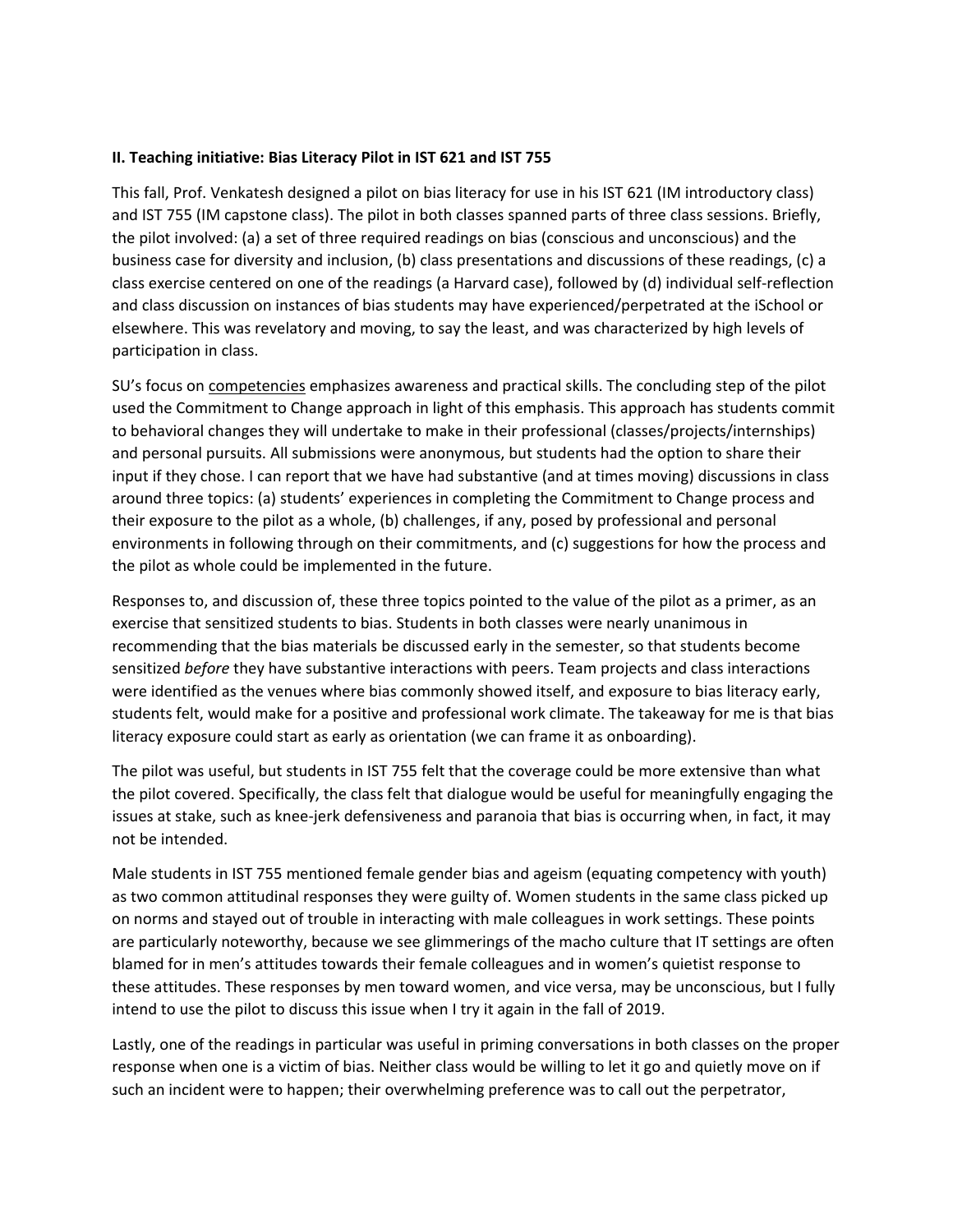**II. Teaching initiative: Bias Literacy Pilot in IST 621 and IST 755**

This fall, Prof. Venkatesh designed a pilot on bias literacy for use in his IST 621 (IM introductory class) and IST 755 (IM capstone class). The pilot in both classes spanned parts of three class sessions. Briefly, the pilot involved: (a) a set of three required readings on bias (conscious and unconscious) and the business case for diversity and inclusion, (b) class presentations and discussions of these readings, (c) a class exercise centered on one of the readings (a Harvard case), followed by (d) individual self-reflection and class discussion on instances of bias students may have experienced/perpetrated at the iSchool or elsewhere. This was revelatory and moving, to say the least, and was characterized by high levels of participation in class.

SU's focus on competencies emphasizes awareness and practical skills. The concluding step of the pilot used the Commitment to Change approach in light of this emphasis. This approach has students commit to behavioral changes they will undertake to make in their professional (classes/projects/internships) and personal pursuits. All submissions were anonymous, but students had the option to share their input if they chose. I can report that we have had substantive (and at times moving) discussions in class around three topics: (a) students' experiences in completing the Commitment to Change process and their exposure to the pilot as a whole, (b) challenges, if any, posed by professional and personal environments in following through on their commitments, and (c) suggestions for how the process and the pilot as whole could be implemented in the future.

Responses to, and discussion of, these three topics pointed to the value of the pilot as a primer, as an exercise that sensitized students to bias. Students in both classes were nearly unanimous in recommending that the bias materials be discussed early in the semester, so that students become sensitized *before* they have substantive interactions with peers. Team projects and class interactions were identified as the venues where bias commonly showed itself, and exposure to bias literacy early, students felt, would make for a positive and professional work climate. The takeaway for me is that bias literacy exposure could start as early as orientation (we can frame it as onboarding).

The pilot was useful, but students in IST 755 felt that the coverage could be more extensive than what the pilot covered. Specifically, the class felt that dialogue would be useful for meaningfully engaging the issues at stake, such as knee-jerk defensiveness and paranoia that bias is occurring when, in fact, it may not be intended.

Male students in IST 755 mentioned female gender bias and ageism (equating competency with youth) as two common attitudinal responses they were guilty of. Women students in the same class picked up on norms and stayed out of trouble in interacting with male colleagues in work settings. These points are particularly noteworthy, because we see glimmerings of the macho culture that IT settings are often blamed for in men's attitudes towards their female colleagues and in women's quietist response to these attitudes. These responses by men toward women, and vice versa, may be unconscious, but I fully intend to use the pilot to discuss this issue when I try it again in the fall of 2019.

Lastly, one of the readings in particular was useful in priming conversations in both classes on the proper response when one is a victim of bias. Neither class would be willing to let it go and quietly move on if such an incident were to happen; their overwhelming preference was to call out the perpetrator,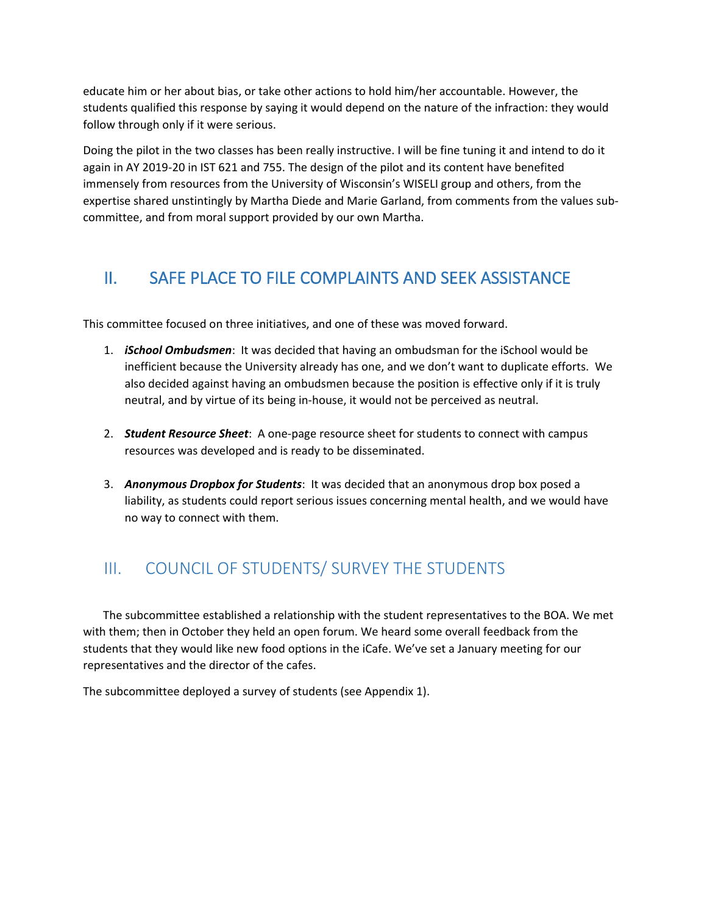educate him or her about bias, or take other actions to hold him/her accountable. However, the students qualified this response by saying it would depend on the nature of the infraction: they would follow through only if it were serious.

Doing the pilot in the two classes has been really instructive. I will be fine tuning it and intend to do it again in AY 2019-20 in IST 621 and 755. The design of the pilot and its content have benefited immensely from resources from the University of Wisconsin's WISELI group and others, from the expertise shared unstintingly by Martha Diede and Marie Garland, from comments from the values sub-committee, and from moral support provided by our own Martha.

## II. SAFE PLACE TO FILE COMPLAINTS AND SEEK ASSISTANCE

This committee focused on three initiatives, and one of these was moved forward.

1. ***iSchool Ombudsmen***: It was decided that having an ombudsman for the iSchool would be inefficient because the University already has one, and we don't want to duplicate efforts. We also decided against having an ombudsmen because the position is effective only if it is truly neutral, and by virtue of its being in-house, it would not be perceived as neutral.

2. ***Student Resource Sheet***: A one-page resource sheet for students to connect with campus resources was developed and is ready to be disseminated.

3. ***Anonymous Dropbox for Students***: It was decided that an anonymous drop box posed a liability, as students could report serious issues concerning mental health, and we would have no way to connect with them.

## III. COUNCIL OF STUDENTS/ SURVEY THE STUDENTS

The subcommittee established a relationship with the student representatives to the BOA. We met with them; then in October they held an open forum. We heard some overall feedback from the students that they would like new food options in the iCafe. We've set a January meeting for our representatives and the director of the cafes.

The subcommittee deployed a survey of students (see Appendix 1).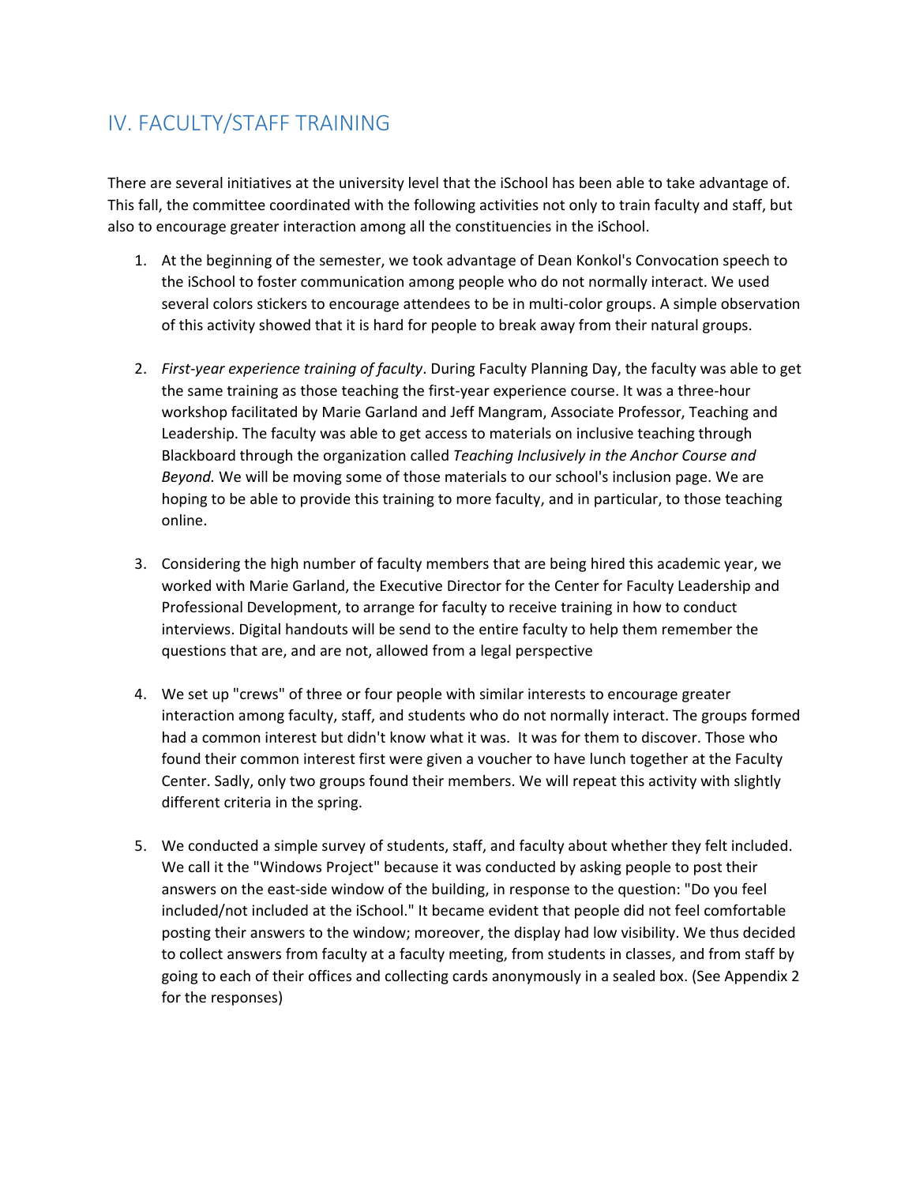## IV. FACULTY/STAFF TRAINING

There are several initiatives at the university level that the iSchool has been able to take advantage of. This fall, the committee coordinated with the following activities not only to train faculty and staff, but also to encourage greater interaction among all the constituencies in the iSchool.

1. At the beginning of the semester, we took advantage of Dean Konkol's Convocation speech to the iSchool to foster communication among people who do not normally interact. We used several colors stickers to encourage attendees to be in multi-color groups. A simple observation of this activity showed that it is hard for people to break away from their natural groups.

2. *First-year experience training of faculty*. During Faculty Planning Day, the faculty was able to get the same training as those teaching the first-year experience course. It was a three-hour workshop facilitated by Marie Garland and Jeff Mangram, Associate Professor, Teaching and Leadership. The faculty was able to get access to materials on inclusive teaching through Blackboard through the organization called *Teaching Inclusively in the Anchor Course and Beyond.* We will be moving some of those materials to our school's inclusion page. We are hoping to be able to provide this training to more faculty, and in particular, to those teaching online.

3. Considering the high number of faculty members that are being hired this academic year, we worked with Marie Garland, the Executive Director for the Center for Faculty Leadership and Professional Development, to arrange for faculty to receive training in how to conduct interviews. Digital handouts will be send to the entire faculty to help them remember the questions that are, and are not, allowed from a legal perspective

4. We set up "crews" of three or four people with similar interests to encourage greater interaction among faculty, staff, and students who do not normally interact. The groups formed had a common interest but didn't know what it was. It was for them to discover. Those who found their common interest first were given a voucher to have lunch together at the Faculty Center. Sadly, only two groups found their members. We will repeat this activity with slightly different criteria in the spring.

5. We conducted a simple survey of students, staff, and faculty about whether they felt included. We call it the "Windows Project" because it was conducted by asking people to post their answers on the east-side window of the building, in response to the question: "Do you feel included/not included at the iSchool." It became evident that people did not feel comfortable posting their answers to the window; moreover, the display had low visibility. We thus decided to collect answers from faculty at a faculty meeting, from students in classes, and from staff by going to each of their offices and collecting cards anonymously in a sealed box. (See Appendix 2 for the responses)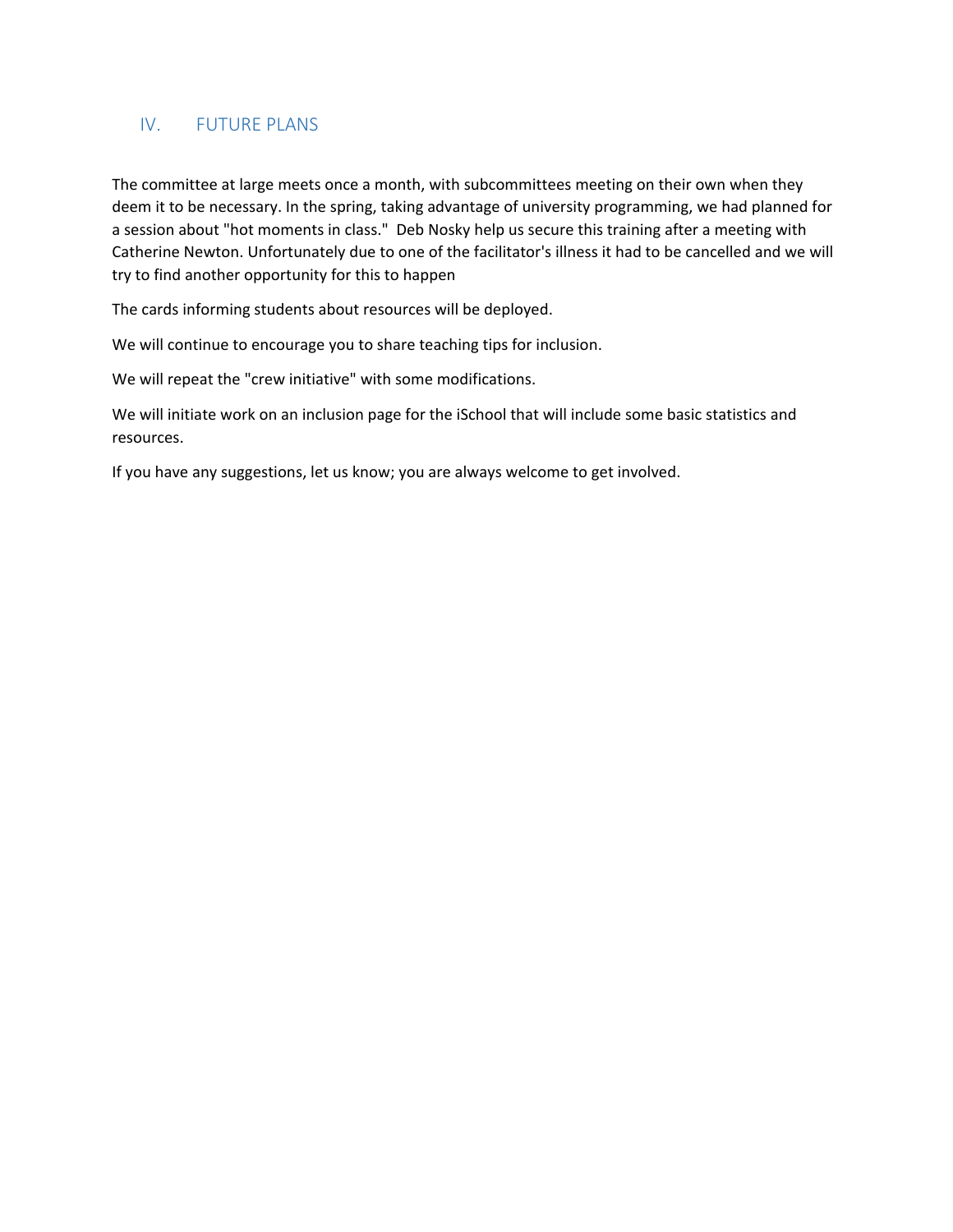## IV. FUTURE PLANS

The committee at large meets once a month, with subcommittees meeting on their own when they deem it to be necessary. In the spring, taking advantage of university programming, we had planned for a session about "hot moments in class." Deb Nosky help us secure this training after a meeting with Catherine Newton. Unfortunately due to one of the facilitator's illness it had to be cancelled and we will try to find another opportunity for this to happen

The cards informing students about resources will be deployed.

We will continue to encourage you to share teaching tips for inclusion.

We will repeat the "crew initiative" with some modifications.

We will initiate work on an inclusion page for the iSchool that will include some basic statistics and resources.

If you have any suggestions, let us know; you are always welcome to get involved.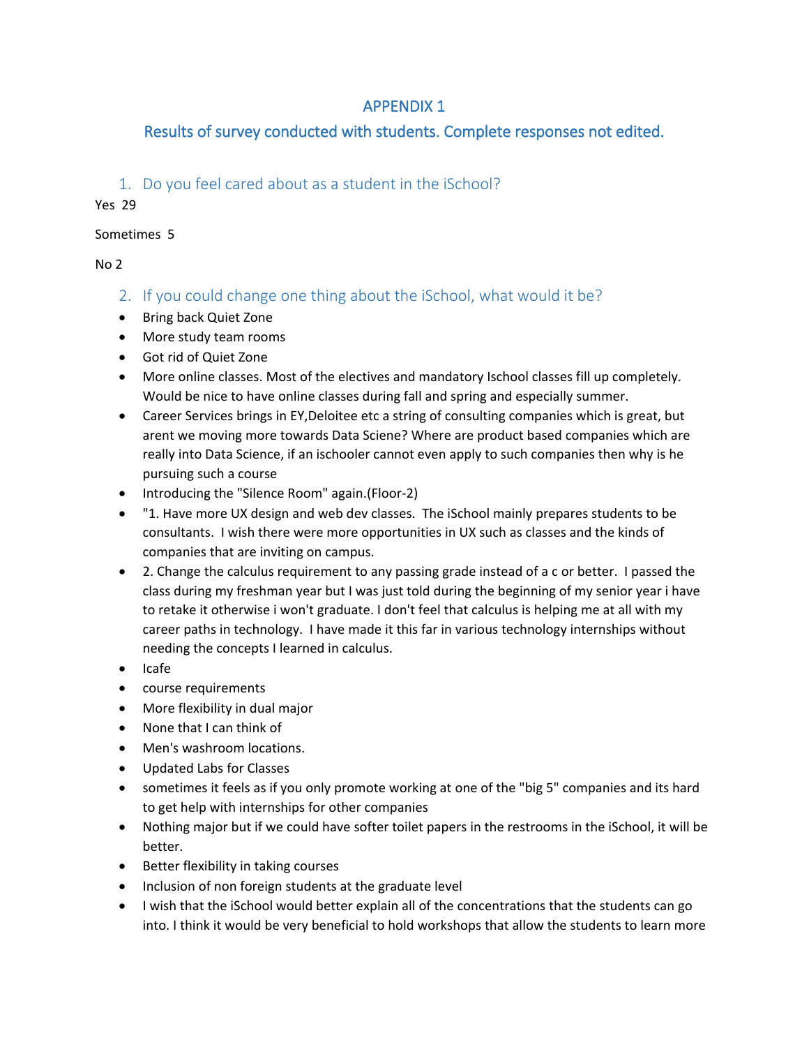# APPENDIX 1

## Results of survey conducted with students. Complete responses not edited.

### 1. Do you feel cared about as a student in the iSchool?

Yes 29

Sometimes 5

No 2

### 2. If you could change one thing about the iSchool, what would it be?

- Bring back Quiet Zone
- More study team rooms
- Got rid of Quiet Zone
- More online classes. Most of the electives and mandatory Ischool classes fill up completely. Would be nice to have online classes during fall and spring and especially summer.
- Career Services brings in EY,Deloitee etc a string of consulting companies which is great, but arent we moving more towards Data Sciene? Where are product based companies which are really into Data Science, if an ischooler cannot even apply to such companies then why is he pursuing such a course
- Introducing the "Silence Room" again.(Floor-2)
- "1. Have more UX design and web dev classes. The iSchool mainly prepares students to be consultants. I wish there were more opportunities in UX such as classes and the kinds of companies that are inviting on campus.
- 2. Change the calculus requirement to any passing grade instead of a c or better. I passed the class during my freshman year but I was just told during the beginning of my senior year i have to retake it otherwise i won't graduate. I don't feel that calculus is helping me at all with my career paths in technology. I have made it this far in various technology internships without needing the concepts I learned in calculus.
- Icafe
- course requirements
- More flexibility in dual major
- None that I can think of
- Men's washroom locations.
- Updated Labs for Classes
- sometimes it feels as if you only promote working at one of the "big 5" companies and its hard to get help with internships for other companies
- Nothing major but if we could have softer toilet papers in the restrooms in the iSchool, it will be better.
- Better flexibility in taking courses
- Inclusion of non foreign students at the graduate level
- I wish that the iSchool would better explain all of the concentrations that the students can go into. I think it would be very beneficial to hold workshops that allow the students to learn more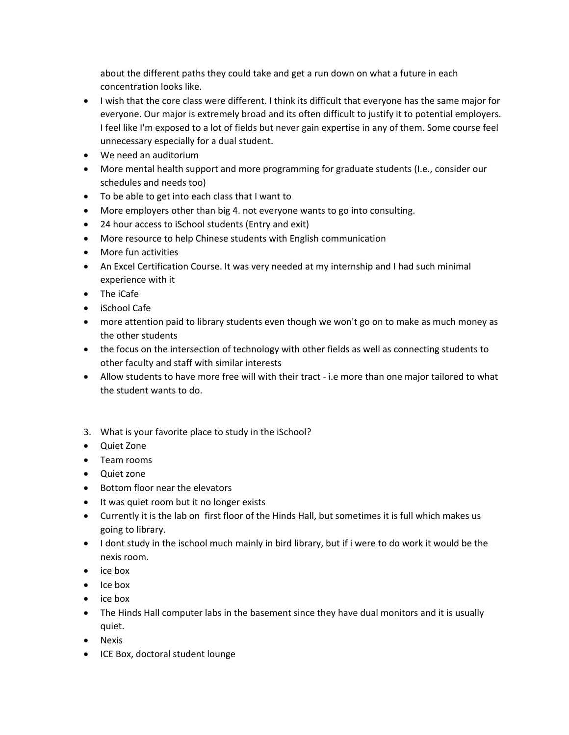about the different paths they could take and get a run down on what a future in each concentration looks like.

- I wish that the core class were different. I think its difficult that everyone has the same major for everyone. Our major is extremely broad and its often difficult to justify it to potential employers. I feel like I'm exposed to a lot of fields but never gain expertise in any of them. Some course feel unnecessary especially for a dual student.
- We need an auditorium
- More mental health support and more programming for graduate students (I.e., consider our schedules and needs too)
- To be able to get into each class that I want to
- More employers other than big 4. not everyone wants to go into consulting.
- 24 hour access to iSchool students (Entry and exit)
- More resource to help Chinese students with English communication
- More fun activities
- An Excel Certification Course. It was very needed at my internship and I had such minimal experience with it
- The iCafe
- iSchool Cafe
- more attention paid to library students even though we won't go on to make as much money as the other students
- the focus on the intersection of technology with other fields as well as connecting students to other faculty and staff with similar interests
- Allow students to have more free will with their tract - i.e more than one major tailored to what the student wants to do.

3. What is your favorite place to study in the iSchool?

- Quiet Zone
- Team rooms
- Quiet zone
- Bottom floor near the elevators
- It was quiet room but it no longer exists
- Currently it is the lab on first floor of the Hinds Hall, but sometimes it is full which makes us going to library.
- I dont study in the ischool much mainly in bird library, but if i were to do work it would be the nexis room.
- ice box
- Ice box
- ice box
- The Hinds Hall computer labs in the basement since they have dual monitors and it is usually quiet.
- Nexis
- ICE Box, doctoral student lounge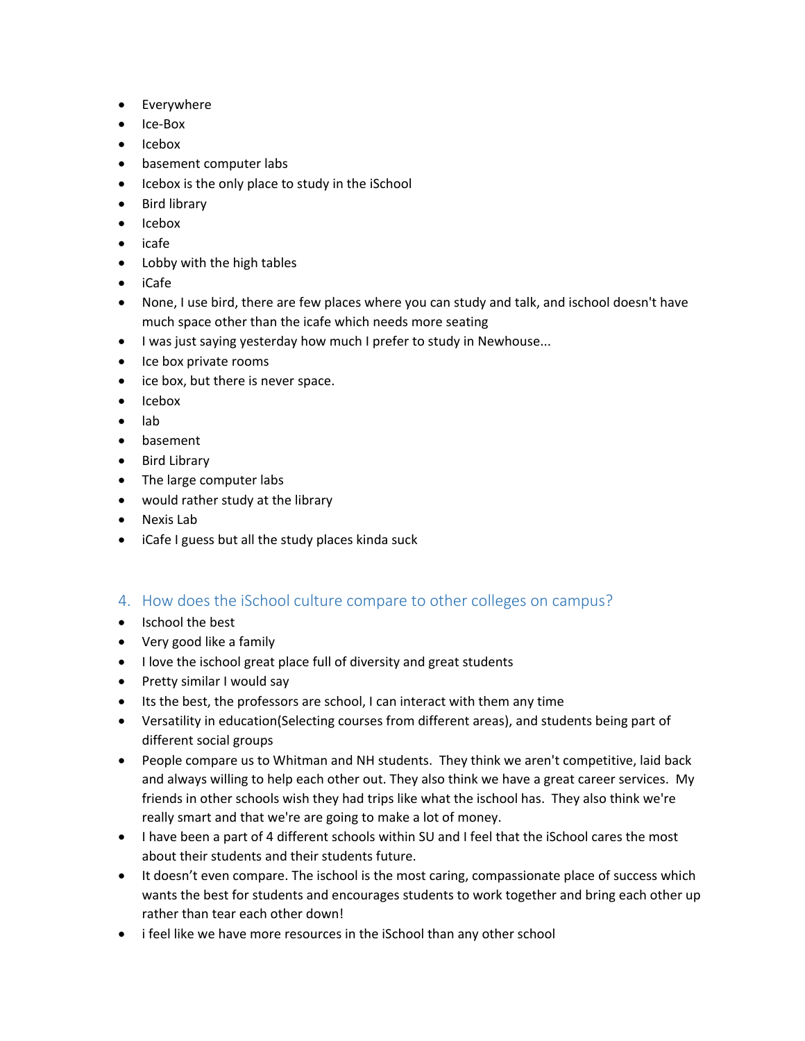- Everywhere
- Ice-Box
- Icebox
- basement computer labs
- Icebox is the only place to study in the iSchool
- Bird library
- Icebox
- icafe
- Lobby with the high tables
- iCafe
- None, I use bird, there are few places where you can study and talk, and ischool doesn't have much space other than the icafe which needs more seating
- I was just saying yesterday how much I prefer to study in Newhouse...
- Ice box private rooms
- ice box, but there is never space.
- Icebox
- lab
- basement
- Bird Library
- The large computer labs
- would rather study at the library
- Nexis Lab
- iCafe I guess but all the study places kinda suck

## 4. How does the iSchool culture compare to other colleges on campus?

- Ischool the best
- Very good like a family
- I love the ischool great place full of diversity and great students
- Pretty similar I would say
- Its the best, the professors are school, I can interact with them any time
- Versatility in education(Selecting courses from different areas), and students being part of different social groups
- People compare us to Whitman and NH students. They think we aren't competitive, laid back and always willing to help each other out. They also think we have a great career services. My friends in other schools wish they had trips like what the ischool has. They also think we're really smart and that we're are going to make a lot of money.
- I have been a part of 4 different schools within SU and I feel that the iSchool cares the most about their students and their students future.
- It doesn't even compare. The ischool is the most caring, compassionate place of success which wants the best for students and encourages students to work together and bring each other up rather than tear each other down!
- i feel like we have more resources in the iSchool than any other school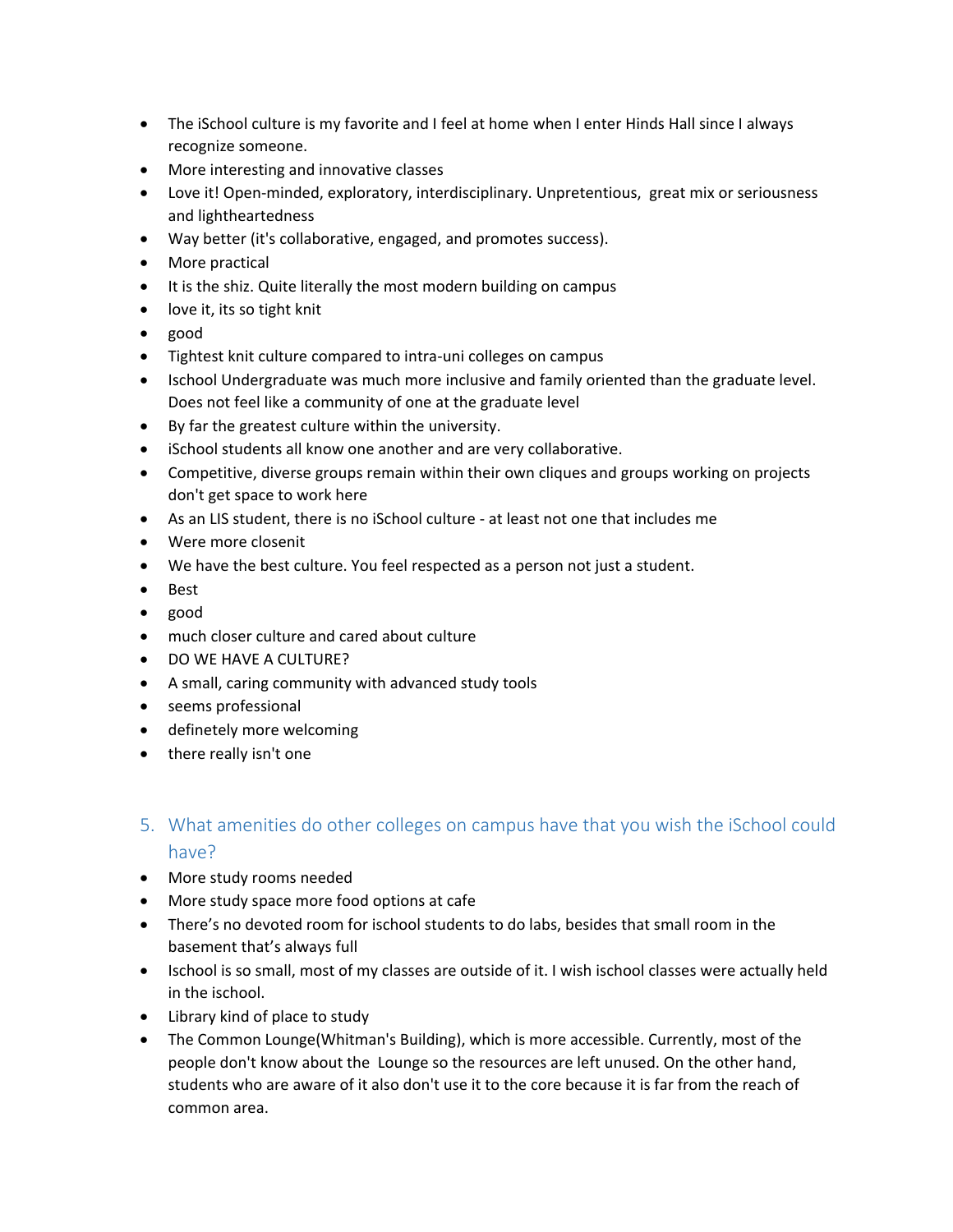- The iSchool culture is my favorite and I feel at home when I enter Hinds Hall since I always recognize someone.
- More interesting and innovative classes
- Love it! Open-minded, exploratory, interdisciplinary. Unpretentious, great mix or seriousness and lightheartedness
- Way better (it's collaborative, engaged, and promotes success).
- More practical
- It is the shiz. Quite literally the most modern building on campus
- love it, its so tight knit
- good
- Tightest knit culture compared to intra-uni colleges on campus
- Ischool Undergraduate was much more inclusive and family oriented than the graduate level. Does not feel like a community of one at the graduate level
- By far the greatest culture within the university.
- iSchool students all know one another and are very collaborative.
- Competitive, diverse groups remain within their own cliques and groups working on projects don't get space to work here
- As an LIS student, there is no iSchool culture - at least not one that includes me
- Were more closenit
- We have the best culture. You feel respected as a person not just a student.
- Best
- good
- much closer culture and cared about culture
- DO WE HAVE A CULTURE?
- A small, caring community with advanced study tools
- seems professional
- definetely more welcoming
- there really isn't one

## 5. What amenities do other colleges on campus have that you wish the iSchool could have?

- More study rooms needed
- More study space more food options at cafe
- There's no devoted room for ischool students to do labs, besides that small room in the basement that's always full
- Ischool is so small, most of my classes are outside of it. I wish ischool classes were actually held in the ischool.
- Library kind of place to study
- The Common Lounge(Whitman's Building), which is more accessible. Currently, most of the people don't know about the Lounge so the resources are left unused. On the other hand, students who are aware of it also don't use it to the core because it is far from the reach of common area.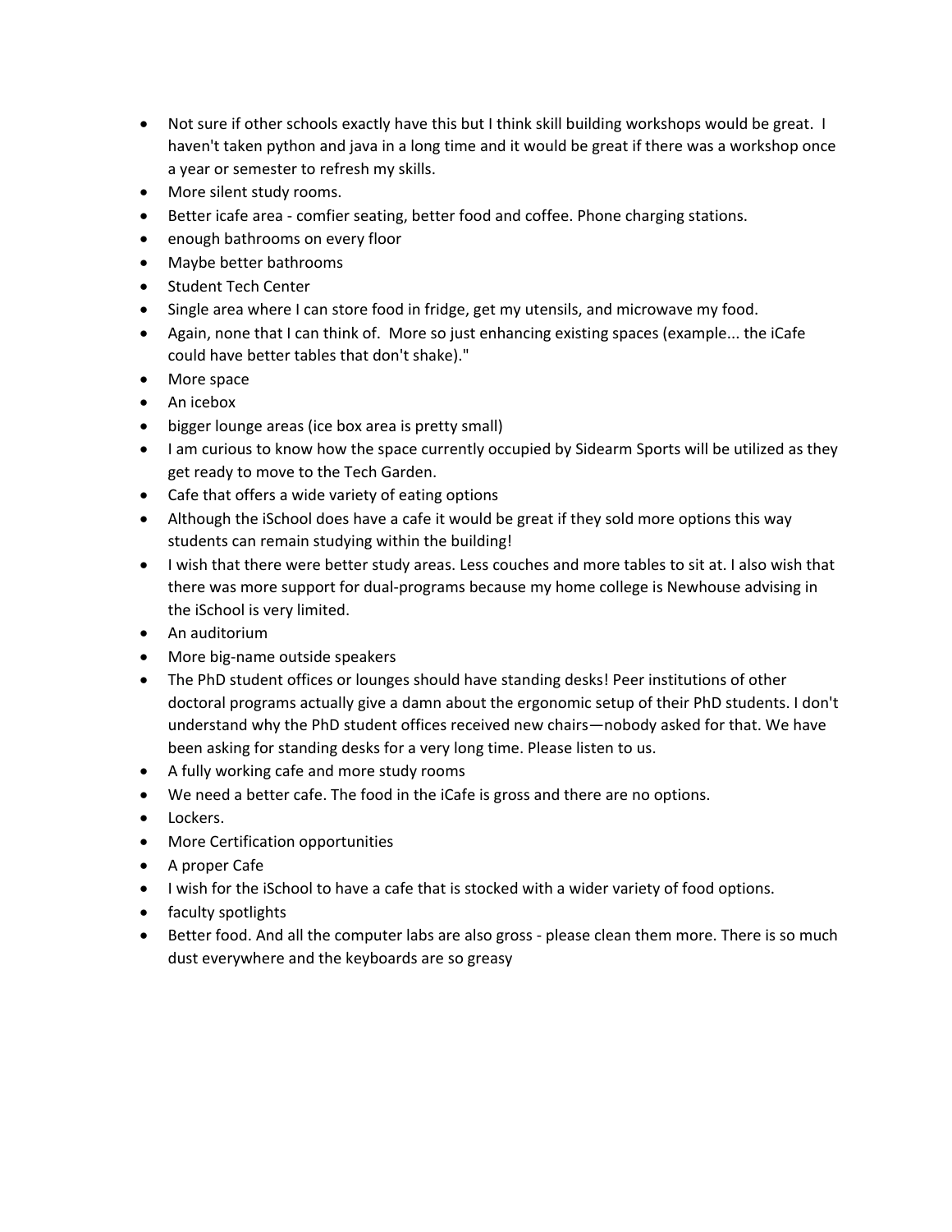- Not sure if other schools exactly have this but I think skill building workshops would be great. I haven't taken python and java in a long time and it would be great if there was a workshop once a year or semester to refresh my skills.
- More silent study rooms.
- Better icafe area - comfier seating, better food and coffee. Phone charging stations.
- enough bathrooms on every floor
- Maybe better bathrooms
- Student Tech Center
- Single area where I can store food in fridge, get my utensils, and microwave my food.
- Again, none that I can think of. More so just enhancing existing spaces (example... the iCafe could have better tables that don't shake)."
- More space
- An icebox
- bigger lounge areas (ice box area is pretty small)
- I am curious to know how the space currently occupied by Sidearm Sports will be utilized as they get ready to move to the Tech Garden.
- Cafe that offers a wide variety of eating options
- Although the iSchool does have a cafe it would be great if they sold more options this way students can remain studying within the building!
- I wish that there were better study areas. Less couches and more tables to sit at. I also wish that there was more support for dual-programs because my home college is Newhouse advising in the iSchool is very limited.
- An auditorium
- More big-name outside speakers
- The PhD student offices or lounges should have standing desks! Peer institutions of other doctoral programs actually give a damn about the ergonomic setup of their PhD students. I don't understand why the PhD student offices received new chairs—nobody asked for that. We have been asking for standing desks for a very long time. Please listen to us.
- A fully working cafe and more study rooms
- We need a better cafe. The food in the iCafe is gross and there are no options.
- Lockers.
- More Certification opportunities
- A proper Cafe
- I wish for the iSchool to have a cafe that is stocked with a wider variety of food options.
- faculty spotlights
- Better food. And all the computer labs are also gross - please clean them more. There is so much dust everywhere and the keyboards are so greasy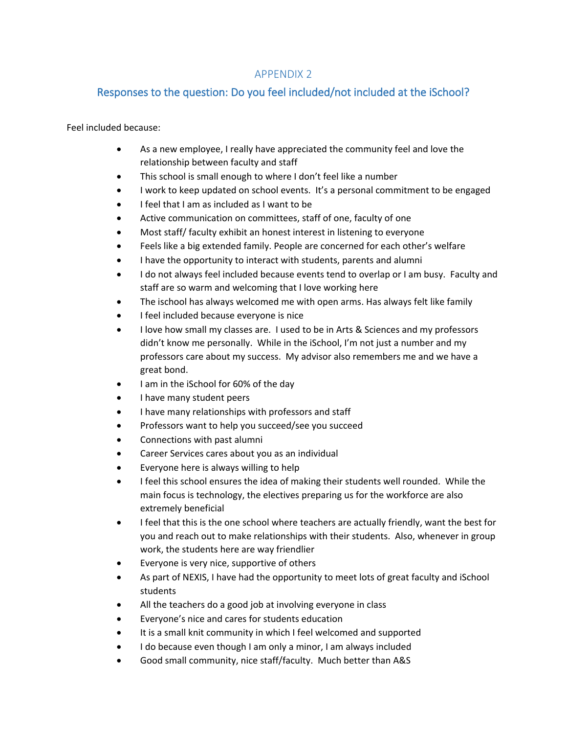# APPENDIX 2

## Responses to the question: Do you feel included/not included at the iSchool?

Feel included because:

- As a new employee, I really have appreciated the community feel and love the relationship between faculty and staff
- This school is small enough to where I don't feel like a number
- I work to keep updated on school events. It's a personal commitment to be engaged
- I feel that I am as included as I want to be
- Active communication on committees, staff of one, faculty of one
- Most staff/ faculty exhibit an honest interest in listening to everyone
- Feels like a big extended family. People are concerned for each other's welfare
- I have the opportunity to interact with students, parents and alumni
- I do not always feel included because events tend to overlap or I am busy. Faculty and staff are so warm and welcoming that I love working here
- The ischool has always welcomed me with open arms. Has always felt like family
- I feel included because everyone is nice
- I love how small my classes are. I used to be in Arts & Sciences and my professors didn't know me personally. While in the iSchool, I'm not just a number and my professors care about my success. My advisor also remembers me and we have a great bond.
- I am in the iSchool for 60% of the day
- I have many student peers
- I have many relationships with professors and staff
- Professors want to help you succeed/see you succeed
- Connections with past alumni
- Career Services cares about you as an individual
- Everyone here is always willing to help
- I feel this school ensures the idea of making their students well rounded. While the main focus is technology, the electives preparing us for the workforce are also extremely beneficial
- I feel that this is the one school where teachers are actually friendly, want the best for you and reach out to make relationships with their students. Also, whenever in group work, the students here are way friendlier
- Everyone is very nice, supportive of others
- As part of NEXIS, I have had the opportunity to meet lots of great faculty and iSchool students
- All the teachers do a good job at involving everyone in class
- Everyone's nice and cares for students education
- It is a small knit community in which I feel welcomed and supported
- I do because even though I am only a minor, I am always included
- Good small community, nice staff/faculty. Much better than A&S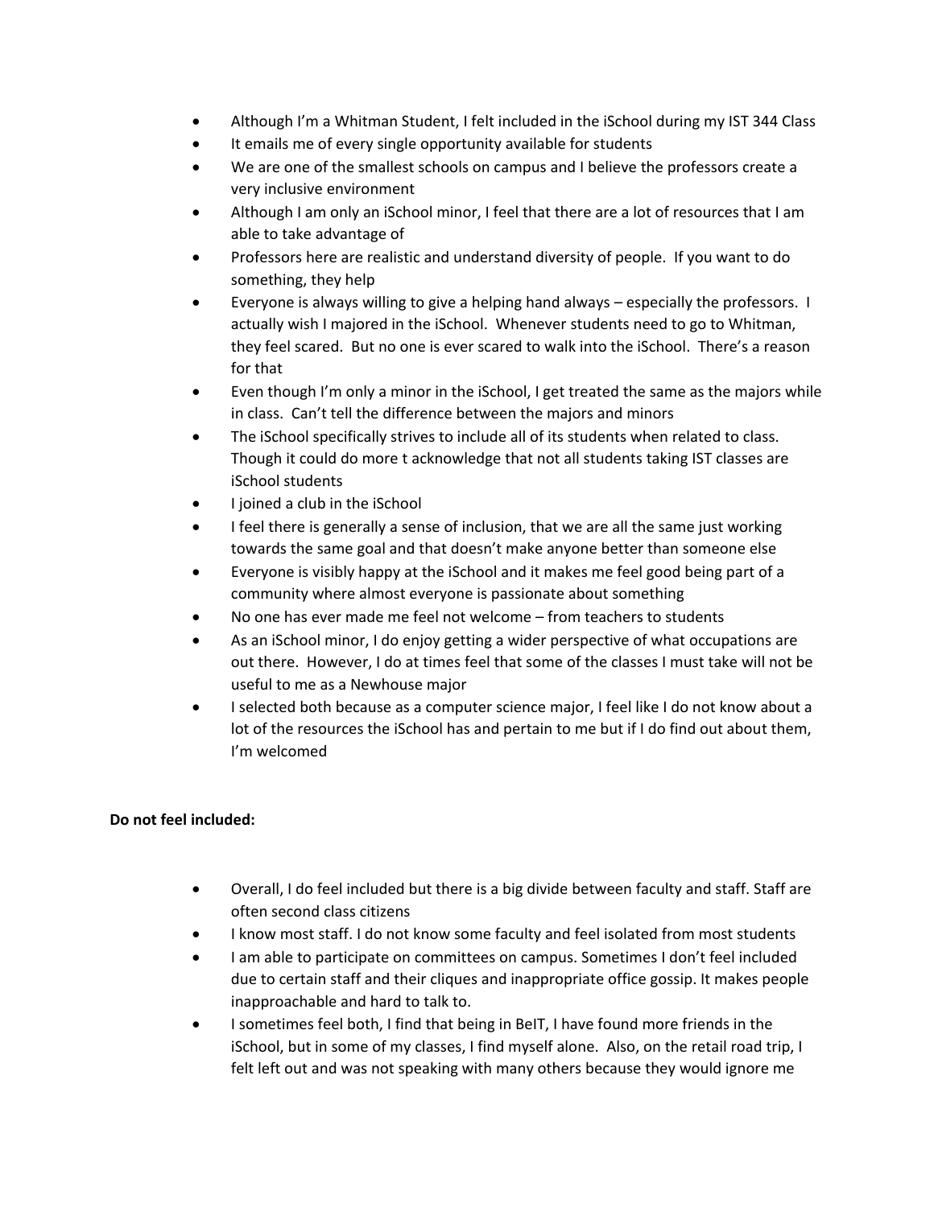- Although I'm a Whitman Student, I felt included in the iSchool during my IST 344 Class
- It emails me of every single opportunity available for students
- We are one of the smallest schools on campus and I believe the professors create a very inclusive environment
- Although I am only an iSchool minor, I feel that there are a lot of resources that I am able to take advantage of
- Professors here are realistic and understand diversity of people. If you want to do something, they help
- Everyone is always willing to give a helping hand always – especially the professors. I actually wish I majored in the iSchool. Whenever students need to go to Whitman, they feel scared. But no one is ever scared to walk into the iSchool. There's a reason for that
- Even though I'm only a minor in the iSchool, I get treated the same as the majors while in class. Can't tell the difference between the majors and minors
- The iSchool specifically strives to include all of its students when related to class. Though it could do more t acknowledge that not all students taking IST classes are iSchool students
- I joined a club in the iSchool
- I feel there is generally a sense of inclusion, that we are all the same just working towards the same goal and that doesn't make anyone better than someone else
- Everyone is visibly happy at the iSchool and it makes me feel good being part of a community where almost everyone is passionate about something
- No one has ever made me feel not welcome – from teachers to students
- As an iSchool minor, I do enjoy getting a wider perspective of what occupations are out there. However, I do at times feel that some of the classes I must take will not be useful to me as a Newhouse major
- I selected both because as a computer science major, I feel like I do not know about a lot of the resources the iSchool has and pertain to me but if I do find out about them, I'm welcomed

**Do not feel included:**

- Overall, I do feel included but there is a big divide between faculty and staff. Staff are often second class citizens
- I know most staff. I do not know some faculty and feel isolated from most students
- I am able to participate on committees on campus. Sometimes I don't feel included due to certain staff and their cliques and inappropriate office gossip. It makes people inapproachable and hard to talk to.
- I sometimes feel both, I find that being in BeIT, I have found more friends in the iSchool, but in some of my classes, I find myself alone. Also, on the retail road trip, I felt left out and was not speaking with many others because they would ignore me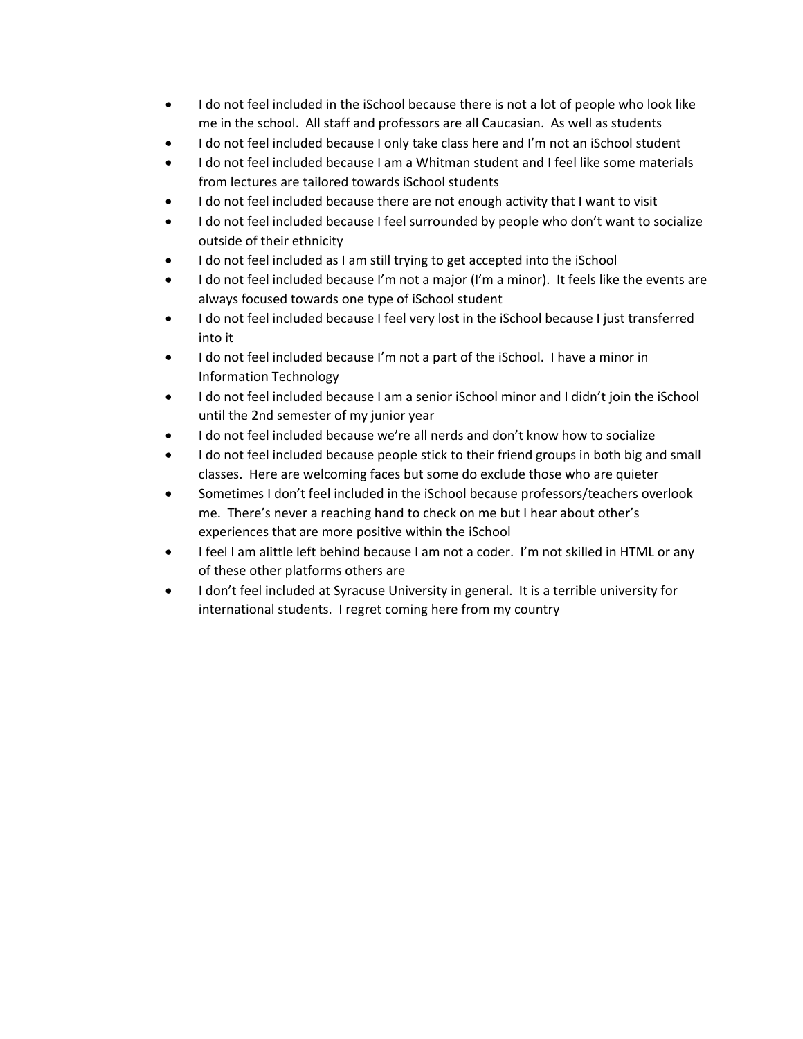- I do not feel included in the iSchool because there is not a lot of people who look like me in the school. All staff and professors are all Caucasian. As well as students
- I do not feel included because I only take class here and I'm not an iSchool student
- I do not feel included because I am a Whitman student and I feel like some materials from lectures are tailored towards iSchool students
- I do not feel included because there are not enough activity that I want to visit
- I do not feel included because I feel surrounded by people who don't want to socialize outside of their ethnicity
- I do not feel included as I am still trying to get accepted into the iSchool
- I do not feel included because I'm not a major (I'm a minor). It feels like the events are always focused towards one type of iSchool student
- I do not feel included because I feel very lost in the iSchool because I just transferred into it
- I do not feel included because I'm not a part of the iSchool. I have a minor in Information Technology
- I do not feel included because I am a senior iSchool minor and I didn't join the iSchool until the 2nd semester of my junior year
- I do not feel included because we're all nerds and don't know how to socialize
- I do not feel included because people stick to their friend groups in both big and small classes. Here are welcoming faces but some do exclude those who are quieter
- Sometimes I don't feel included in the iSchool because professors/teachers overlook me. There's never a reaching hand to check on me but I hear about other's experiences that are more positive within the iSchool
- I feel I am alittle left behind because I am not a coder. I'm not skilled in HTML or any of these other platforms others are
- I don't feel included at Syracuse University in general. It is a terrible university for international students. I regret coming here from my country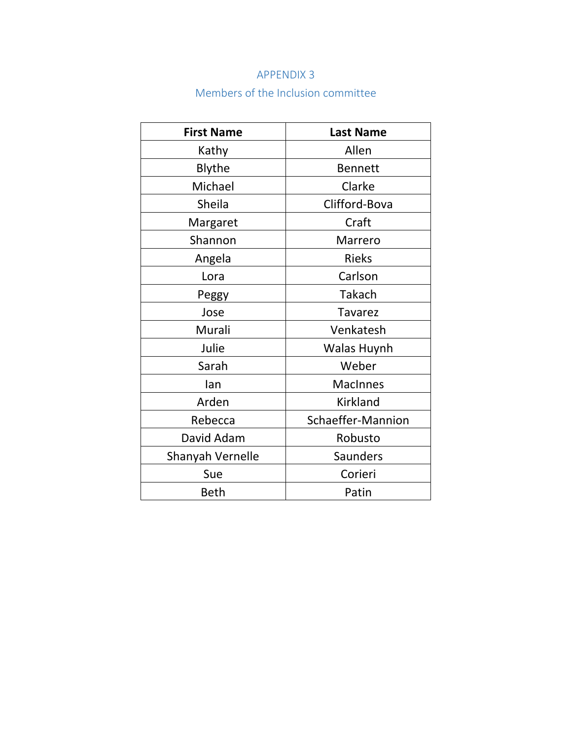## APPENDIX 3

## Members of the Inclusion committee

| First Name | Last Name |
|---|---|
| Kathy | Allen |
| Blythe | Bennett |
| Michael | Clarke |
| Sheila | Clifford-Bova |
| Margaret | Craft |
| Shannon | Marrero |
| Angela | Rieks |
| Lora | Carlson |
| Peggy | Takach |
| Jose | Tavarez |
| Murali | Venkatesh |
| Julie | Walas Huynh |
| Sarah | Weber |
| Ian | MacInnes |
| Arden | Kirkland |
| Rebecca | Schaeffer-Mannion |
| David Adam | Robusto |
| Shanyah Vernelle | Saunders |
| Sue | Corieri |
| Beth | Patin |